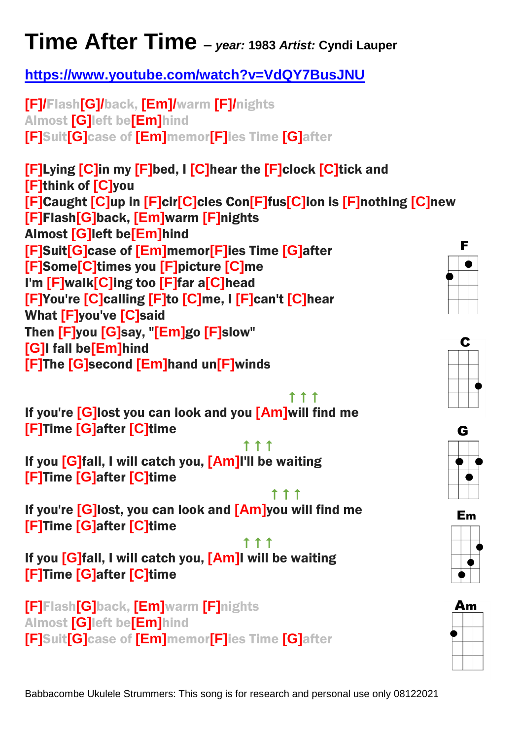# Time After Time – *year:* 1983 *Artist:* Cyndi Lauper

https://www.youtube.com/watch?v=VdQY7BusJNU

[F]/Flash[G]/back, [Em]/warm [F]/nights
Almost [G]left be[Em]hind
[F]Suit[G]case of [Em]memor[F]ies Time [G]after

[F]Lying [C]in my [F]bed, I [C]hear the [F]clock [C]tick and
[F]think of [C]you
[F]Caught [C]up in [F]cir[C]cles Con[F]fus[C]ion is [F]nothing [C]new
[F]Flash[G]back, [Em]warm [F]nights
Almost [G]left be[Em]hind
[F]Suit[G]case of [Em]memor[F]ies Time [G]after
[F]Some[C]times you [F]picture [C]me
I'm [F]walk[C]ing too [F]far a[C]head
[F]You're [C]calling [F]to [C]me, I [F]can't [C]hear
What [F]you've [C]said
Then [F]you [G]say, "[Em]go [F]slow"
[G]I fall be[Em]hind
[F]The [G]second [Em]hand un[F]winds

↑ ↑ ↑
If you're [G]lost you can look and you [Am]will find me
[F]Time [G]after [C]time

↑ ↑ ↑
If you [G]fall, I will catch you, [Am]I'll be waiting
[F]Time [G]after [C]time

↑ ↑ ↑
If you're [G]lost, you can look and [Am]you will find me
[F]Time [G]after [C]time

↑ ↑ ↑
If you [G]fall, I will catch you, [Am]I will be waiting
[F]Time [G]after [C]time

[F]Flash[G]back, [Em]warm [F]nights
Almost [G]left be[Em]hind
[F]Suit[G]case of [Em]memor[F]ies Time [G]after

F C G Em Am

Babbacombe Ukulele Strummers: This song is for research and personal use only 08122021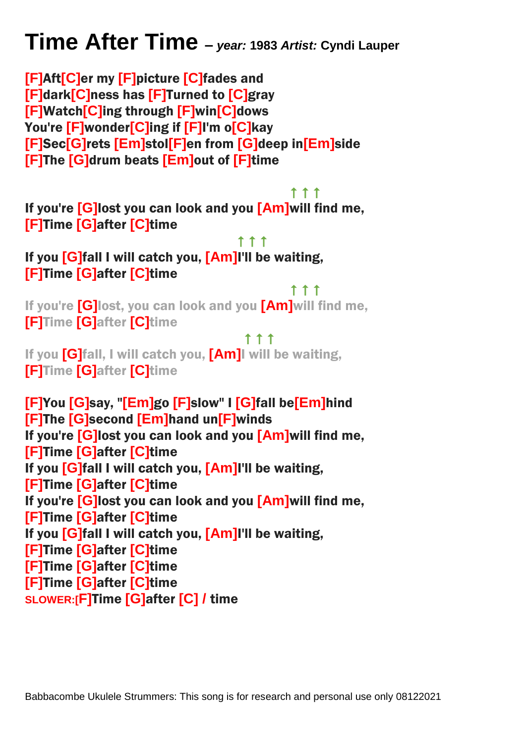# Time After Time – *year:* 1983 *Artist:* Cyndi Lauper

**[F]Aft[C]er my [F]picture [C]fades and**
**[F]dark[C]ness has [F]Turned to [C]gray**
**[F]Watch[C]ing through [F]win[C]dows**
**You're [F]wonder[C]ing if [F]I'm o[C]kay**
**[F]Sec[G]rets [Em]stol[F]en from [G]deep in[Em]side**
**[F]The [G]drum beats [Em]out of [F]time**

↑↑↑
**If you're [G]lost you can look and you [Am]will find me,**
**[F]Time [G]after [C]time**
↑↑↑
**If you [G]fall I will catch you, [Am]I'll be waiting,**
**[F]Time [G]after [C]time**
↑↑↑
**If you're [G]lost, you can look and you [Am]will find me,**
**[F]Time [G]after [C]time**
↑↑↑
**If you [G]fall, I will catch you, [Am]I will be waiting,**
**[F]Time [G]after [C]time**

**[F]You [G]say, "[Em]go [F]slow" I [G]fall be[Em]hind**
**[F]The [G]second [Em]hand un[F]winds**
**If you're [G]lost you can look and you [Am]will find me,**
**[F]Time [G]after [C]time**
**If you [G]fall I will catch you, [Am]I'll be waiting,**
**[F]Time [G]after [C]time**
**If you're [G]lost you can look and you [Am]will find me,**
**[F]Time [G]after [C]time**
**If you [G]fall I will catch you, [Am]I'll be waiting,**
**[F]Time [G]after [C]time**
**[F]Time [G]after [C]time**
**[F]Time [G]after [C]time**
**SLOWER:[F]Time [G]after [C] / time**

Babbacombe Ukulele Strummers: This song is for research and personal use only 08122021